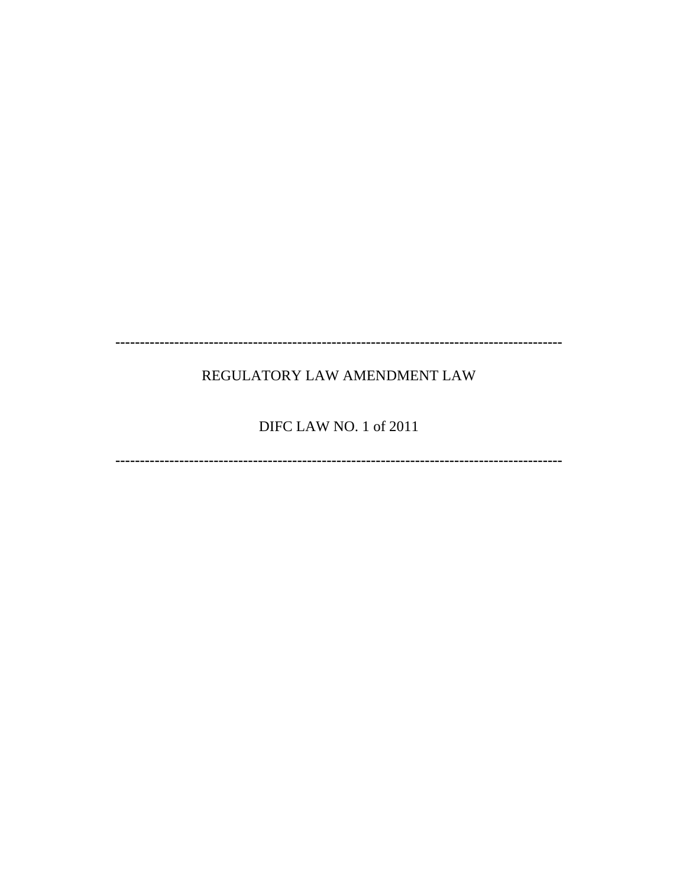---

REGULATORY LAW AMENDMENT LAW

DIFC LAW NO. 1 of 2011

---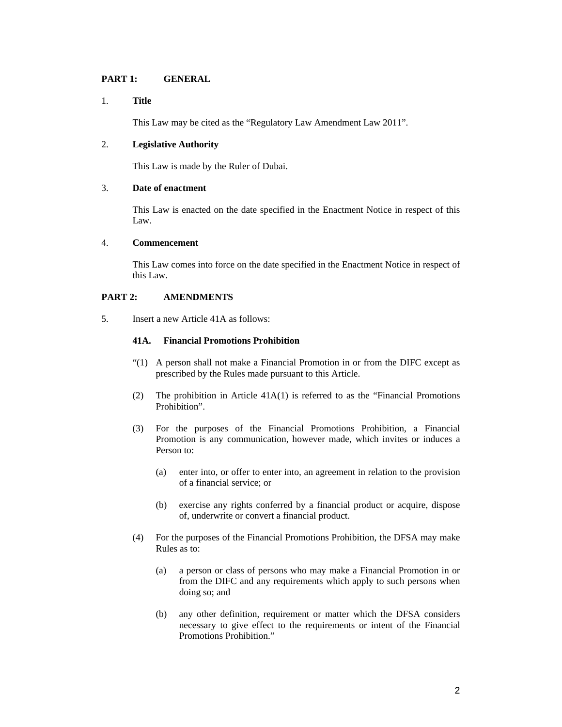## PART 1: GENERAL

### 1. Title

This Law may be cited as the "Regulatory Law Amendment Law 2011".

### 2. Legislative Authority

This Law is made by the Ruler of Dubai.

### 3. Date of enactment

This Law is enacted on the date specified in the Enactment Notice in respect of this Law.

### 4. Commencement

This Law comes into force on the date specified in the Enactment Notice in respect of this Law.

## PART 2: AMENDMENTS

5. Insert a new Article 41A as follows:

**41A. Financial Promotions Prohibition**

"(1) A person shall not make a Financial Promotion in or from the DIFC except as prescribed by the Rules made pursuant to this Article.

(2) The prohibition in Article 41A(1) is referred to as the "Financial Promotions Prohibition".

(3) For the purposes of the Financial Promotions Prohibition, a Financial Promotion is any communication, however made, which invites or induces a Person to:

   (a) enter into, or offer to enter into, an agreement in relation to the provision of a financial service; or

   (b) exercise any rights conferred by a financial product or acquire, dispose of, underwrite or convert a financial product.

(4) For the purposes of the Financial Promotions Prohibition, the DFSA may make Rules as to:

   (a) a person or class of persons who may make a Financial Promotion in or from the DIFC and any requirements which apply to such persons when doing so; and

   (b) any other definition, requirement or matter which the DFSA considers necessary to give effect to the requirements or intent of the Financial Promotions Prohibition."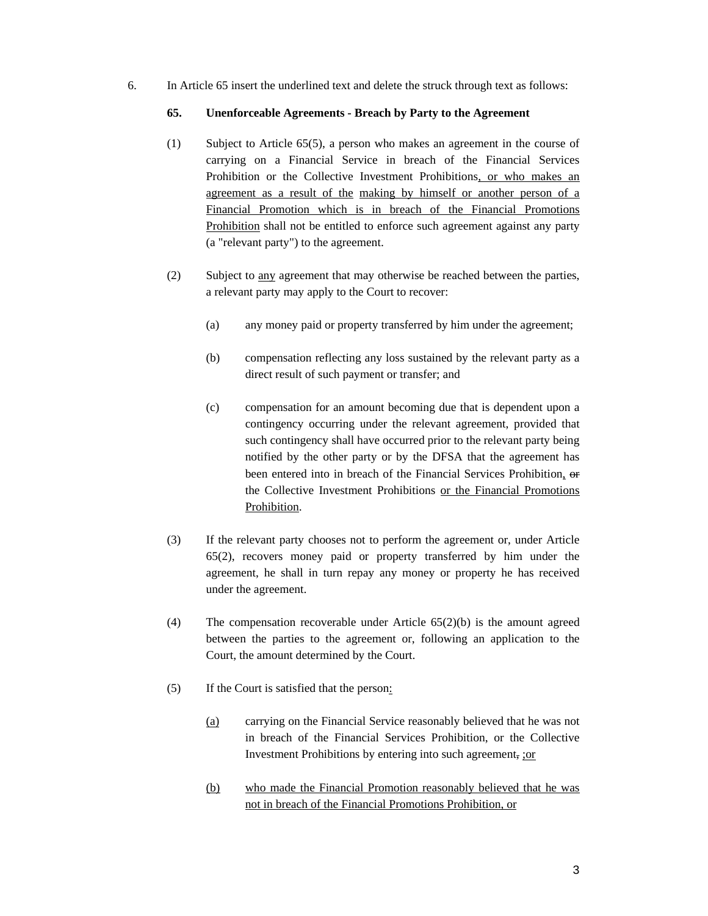6. In Article 65 insert the underlined text and delete the struck through text as follows:

**65. Unenforceable Agreements - Breach by Party to the Agreement**

(1) Subject to Article 65(5), a person who makes an agreement in the course of carrying on a Financial Service in breach of the Financial Services Prohibition or the Collective Investment Prohibitions<u>, or who makes an agreement as a result of the</u> <u>making by himself or another person of a Financial Promotion which is in breach of the Financial Promotions Prohibition</u> shall not be entitled to enforce such agreement against any party (a "relevant party") to the agreement.

(2) Subject to <u>any</u> agreement that may otherwise be reached between the parties, a relevant party may apply to the Court to recover:

(a) any money paid or property transferred by him under the agreement;

(b) compensation reflecting any loss sustained by the relevant party as a direct result of such payment or transfer; and

(c) compensation for an amount becoming due that is dependent upon a contingency occurring under the relevant agreement, provided that such contingency shall have occurred prior to the relevant party being notified by the other party or by the DFSA that the agreement has been entered into in breach of the Financial Services Prohibition<u>,</u> ~~or~~ the Collective Investment Prohibitions <u>or the Financial Promotions Prohibition</u>.

(3) If the relevant party chooses not to perform the agreement or, under Article 65(2), recovers money paid or property transferred by him under the agreement, he shall in turn repay any money or property he has received under the agreement.

(4) The compensation recoverable under Article 65(2)(b) is the amount agreed between the parties to the agreement or, following an application to the Court, the amount determined by the Court.

(5) If the Court is satisfied that the person<u>:</u>

<u>(a)</u> carrying on the Financial Service reasonably believed that he was not in breach of the Financial Services Prohibition, or the Collective Investment Prohibitions by entering into such agreement~~,~~ <u>;or</u>

<u>(b)</u> <u>who made the Financial Promotion reasonably believed that he was not in breach of the Financial Promotions Prohibition, or</u>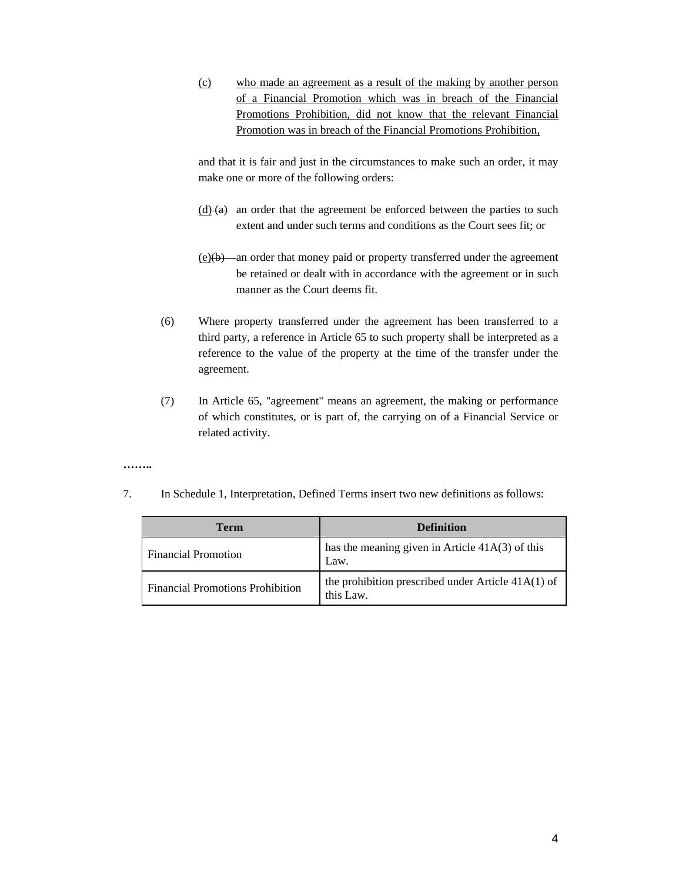(c) who made an agreement as a result of the making by another person of a Financial Promotion which was in breach of the Financial Promotions Prohibition, did not know that the relevant Financial Promotion was in breach of the Financial Promotions Prohibition,

and that it is fair and just in the circumstances to make such an order, it may make one or more of the following orders:

(d) ~~(a)~~ an order that the agreement be enforced between the parties to such extent and under such terms and conditions as the Court sees fit; or

(e)~~(b)~~ an order that money paid or property transferred under the agreement be retained or dealt with in accordance with the agreement or in such manner as the Court deems fit.

(6) Where property transferred under the agreement has been transferred to a third party, a reference in Article 65 to such property shall be interpreted as a reference to the value of the property at the time of the transfer under the agreement.

(7) In Article 65, "agreement" means an agreement, the making or performance of which constitutes, or is part of, the carrying on of a Financial Service or related activity.

**……..**

7. In Schedule 1, Interpretation, Defined Terms insert two new definitions as follows:

| Term | Definition |
|---|---|
| Financial Promotion | has the meaning given in Article 41A(3) of this Law. |
| Financial Promotions Prohibition | the prohibition prescribed under Article 41A(1) of this Law. |